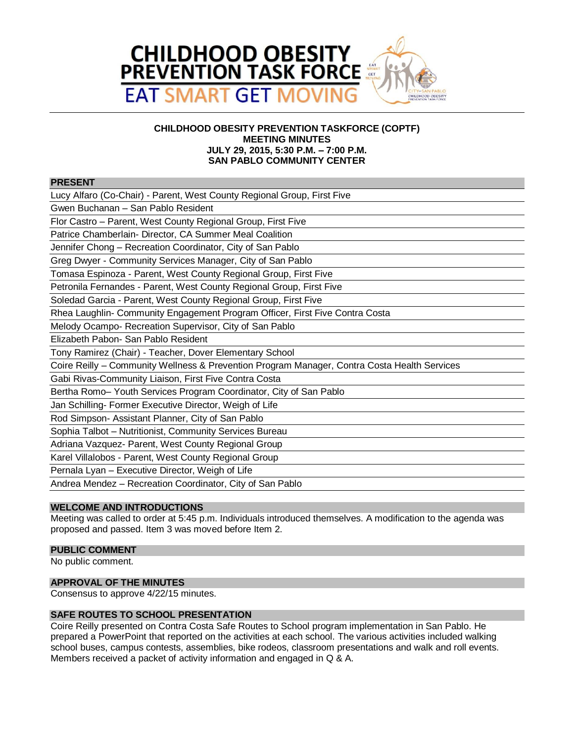# CHILDHOOD OBESITY PREVENTION TASK FORCE

## EAT SMART GET MOVING

**CHILDHOOD OBESITY PREVENTION TASKFORCE (COPTF)**
**MEETING MINUTES**
**JULY 29, 2015, 5:30 P.M. – 7:00 P.M.**
**SAN PABLO COMMUNITY CENTER**

| PRESENT |
|---|
| Lucy Alfaro (Co-Chair) - Parent, West County Regional Group, First Five |
| Gwen Buchanan – San Pablo Resident |
| Flor Castro – Parent, West County Regional Group, First Five |
| Patrice Chamberlain- Director, CA Summer Meal Coalition |
| Jennifer Chong – Recreation Coordinator, City of San Pablo |
| Greg Dwyer - Community Services Manager, City of San Pablo |
| Tomasa Espinoza - Parent, West County Regional Group, First Five |
| Petronila Fernandes - Parent, West County Regional Group, First Five |
| Soledad Garcia - Parent, West County Regional Group, First Five |
| Rhea Laughlin- Community Engagement Program Officer, First Five Contra Costa |
| Melody Ocampo- Recreation Supervisor, City of San Pablo |
| Elizabeth Pabon- San Pablo Resident |
| Tony Ramirez (Chair) - Teacher, Dover Elementary School |
| Coire Reilly – Community Wellness & Prevention Program Manager, Contra Costa Health Services |
| Gabi Rivas-Community Liaison, First Five Contra Costa |
| Bertha Romo– Youth Services Program Coordinator, City of San Pablo |
| Jan Schilling- Former Executive Director, Weigh of Life |
| Rod Simpson- Assistant Planner, City of San Pablo |
| Sophia Talbot – Nutritionist, Community Services Bureau |
| Adriana Vazquez- Parent, West County Regional Group |
| Karel Villalobos - Parent, West County Regional Group |
| Pernala Lyan – Executive Director, Weigh of Life |
| Andrea Mendez – Recreation Coordinator, City of San Pablo |

### WELCOME AND INTRODUCTIONS

Meeting was called to order at 5:45 p.m. Individuals introduced themselves. A modification to the agenda was proposed and passed. Item 3 was moved before Item 2.

### PUBLIC COMMENT

No public comment.

### APPROVAL OF THE MINUTES

Consensus to approve 4/22/15 minutes.

### SAFE ROUTES TO SCHOOL PRESENTATION

Coire Reilly presented on Contra Costa Safe Routes to School program implementation in San Pablo. He prepared a PowerPoint that reported on the activities at each school. The various activities included walking school buses, campus contests, assemblies, bike rodeos, classroom presentations and walk and roll events. Members received a packet of activity information and engaged in Q & A.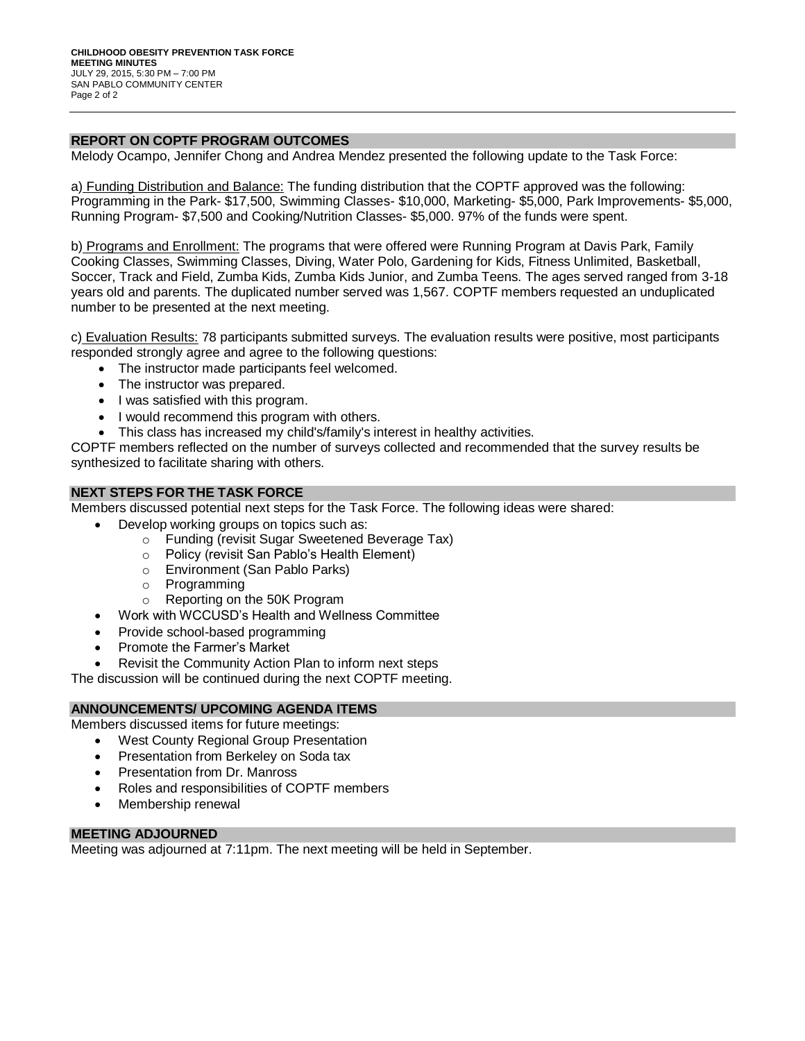## REPORT ON COPTF PROGRAM OUTCOMES

Melody Ocampo, Jennifer Chong and Andrea Mendez presented the following update to the Task Force:

a) Funding Distribution and Balance: The funding distribution that the COPTF approved was the following: Programming in the Park- $17,500, Swimming Classes- $10,000, Marketing- $5,000, Park Improvements- $5,000, Running Program- $7,500 and Cooking/Nutrition Classes- $5,000. 97% of the funds were spent.

b) Programs and Enrollment: The programs that were offered were Running Program at Davis Park, Family Cooking Classes, Swimming Classes, Diving, Water Polo, Gardening for Kids, Fitness Unlimited, Basketball, Soccer, Track and Field, Zumba Kids, Zumba Kids Junior, and Zumba Teens. The ages served ranged from 3-18 years old and parents. The duplicated number served was 1,567. COPTF members requested an unduplicated number to be presented at the next meeting.

c) Evaluation Results: 78 participants submitted surveys. The evaluation results were positive, most participants responded strongly agree and agree to the following questions:

- The instructor made participants feel welcomed.
- The instructor was prepared.
- I was satisfied with this program.
- I would recommend this program with others.
- This class has increased my child's/family's interest in healthy activities.

COPTF members reflected on the number of surveys collected and recommended that the survey results be synthesized to facilitate sharing with others.

## NEXT STEPS FOR THE TASK FORCE

Members discussed potential next steps for the Task Force. The following ideas were shared:

- Develop working groups on topics such as:
  - Funding (revisit Sugar Sweetened Beverage Tax)
  - Policy (revisit San Pablo's Health Element)
  - Environment (San Pablo Parks)
  - Programming
  - Reporting on the 50K Program
- Work with WCCUSD's Health and Wellness Committee
- Provide school-based programming
- Promote the Farmer's Market
- Revisit the Community Action Plan to inform next steps

The discussion will be continued during the next COPTF meeting.

## ANNOUNCEMENTS/ UPCOMING AGENDA ITEMS

Members discussed items for future meetings:

- West County Regional Group Presentation
- Presentation from Berkeley on Soda tax
- Presentation from Dr. Manross
- Roles and responsibilities of COPTF members
- Membership renewal

## MEETING ADJOURNED

Meeting was adjourned at 7:11pm. The next meeting will be held in September.